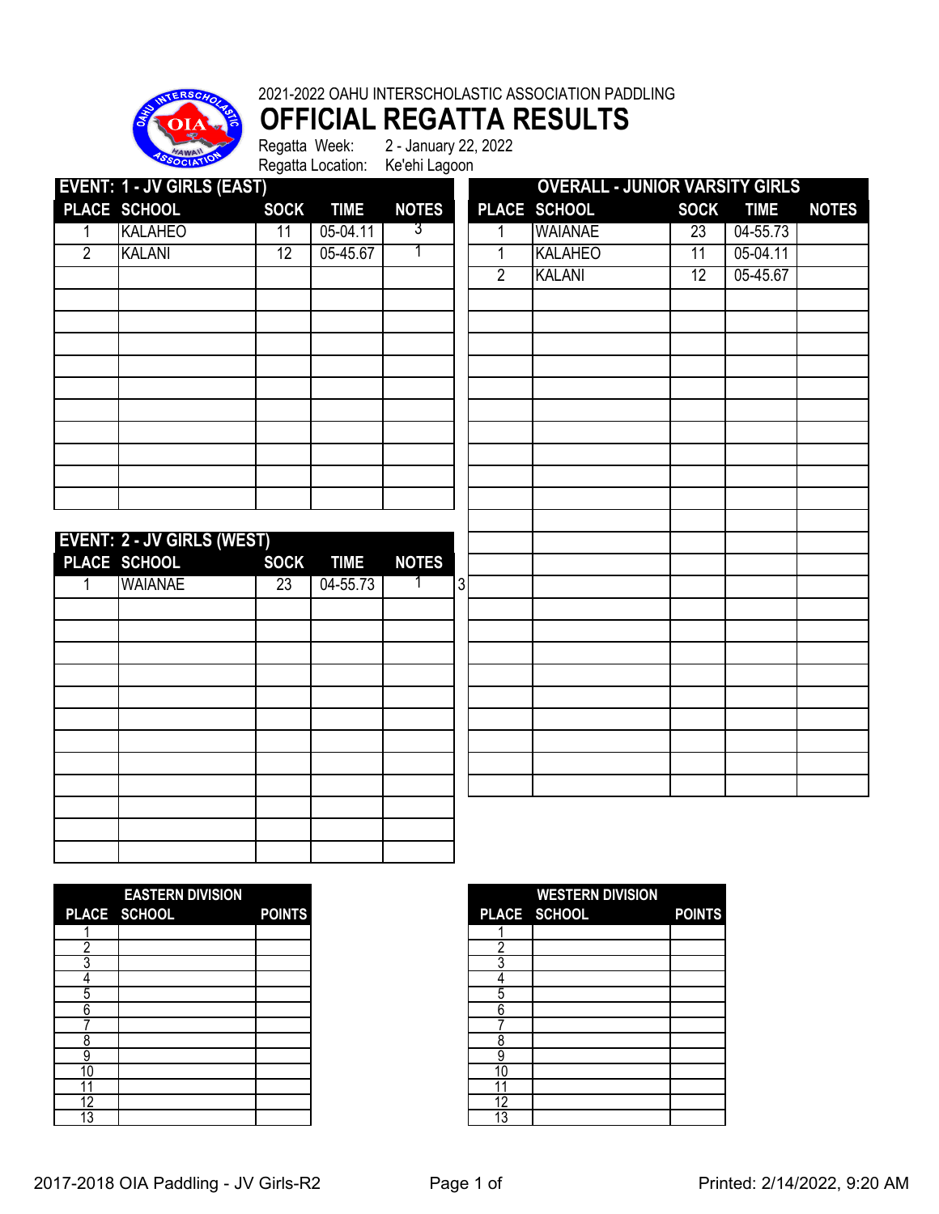2021-2022 OAHU INTERSCHOLASTIC ASSOCIATION PADDLING

# OFFICIAL REGATTA RESULTS

Regatta Week: 2 - January 22, 2022
Regatta Location: Ke'ehi Lagoon

## EVENT: 1 - JV GIRLS (EAST)

| PLACE | SCHOOL | SOCK | TIME | NOTES |
|---|---|---|---|---|
| 1 | KALAHEO | 11 | 05-04.11 | 3 |
| 2 | KALANI | 12 | 05-45.67 | 1 |

## EVENT: 2 - JV GIRLS (WEST)

| PLACE | SCHOOL | SOCK | TIME | NOTES |
|---|---|---|---|---|
| 1 | WAIANAE | 23 | 04-55.73 | 1 |

3

## OVERALL - JUNIOR VARSITY GIRLS

| PLACE | SCHOOL | SOCK | TIME | NOTES |
|---|---|---|---|---|
| 1 | WAIANAE | 23 | 04-55.73 | |
| 1 | KALAHEO | 11 | 05-04.11 | |
| 2 | KALANI | 12 | 05-45.67 | |

## EASTERN DIVISION

| PLACE | SCHOOL | POINTS |
|---|---|---|
| 1 | | |
| 2 | | |
| 3 | | |
| 4 | | |
| 5 | | |
| 6 | | |
| 7 | | |
| 8 | | |
| 9 | | |
| 10 | | |
| 11 | | |
| 12 | | |
| 13 | | |

## WESTERN DIVISION

| PLACE | SCHOOL | POINTS |
|---|---|---|
| 1 | | |
| 2 | | |
| 3 | | |
| 4 | | |
| 5 | | |
| 6 | | |
| 7 | | |
| 8 | | |
| 9 | | |
| 10 | | |
| 11 | | |
| 12 | | |
| 13 | | |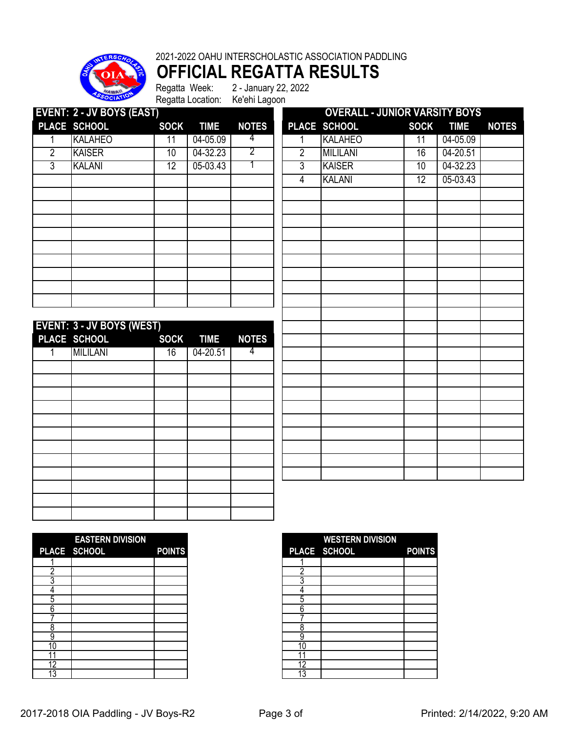2021-2022 OAHU INTERSCHOLASTIC ASSOCIATION PADDLING

# OFFICIAL REGATTA RESULTS

Regatta Week: 2 - January 22, 2022
Regatta Location: Ke'ehi Lagoon

## EVENT: 2 - JV BOYS (EAST)

| PLACE | SCHOOL | SOCK | TIME | NOTES |
|---|---|---|---|---|
| 1 | KALAHEO | 11 | 04-05.09 | 4 |
| 2 | KAISER | 10 | 04-32.23 | 2 |
| 3 | KALANI | 12 | 05-03.43 | 1 |

## EVENT: 3 - JV BOYS (WEST)

| PLACE | SCHOOL | SOCK | TIME | NOTES |
|---|---|---|---|---|
| 1 | MILILANI | 16 | 04-20.51 | 4 |

## OVERALL - JUNIOR VARSITY BOYS

| PLACE | SCHOOL | SOCK | TIME | NOTES |
|---|---|---|---|---|
| 1 | KALAHEO | 11 | 04-05.09 | |
| 2 | MILILANI | 16 | 04-20.51 | |
| 3 | KAISER | 10 | 04-32.23 | |
| 4 | KALANI | 12 | 05-03.43 | |

## EASTERN DIVISION

| PLACE | SCHOOL | POINTS |
|---|---|---|
| 1 | | |
| 2 | | |
| 3 | | |
| 4 | | |
| 5 | | |
| 6 | | |
| 7 | | |
| 8 | | |
| 9 | | |
| 10 | | |
| 11 | | |
| 12 | | |
| 13 | | |

## WESTERN DIVISION

| PLACE | SCHOOL | POINTS |
|---|---|---|
| 1 | | |
| 2 | | |
| 3 | | |
| 4 | | |
| 5 | | |
| 6 | | |
| 7 | | |
| 8 | | |
| 9 | | |
| 10 | | |
| 11 | | |
| 12 | | |
| 13 | | |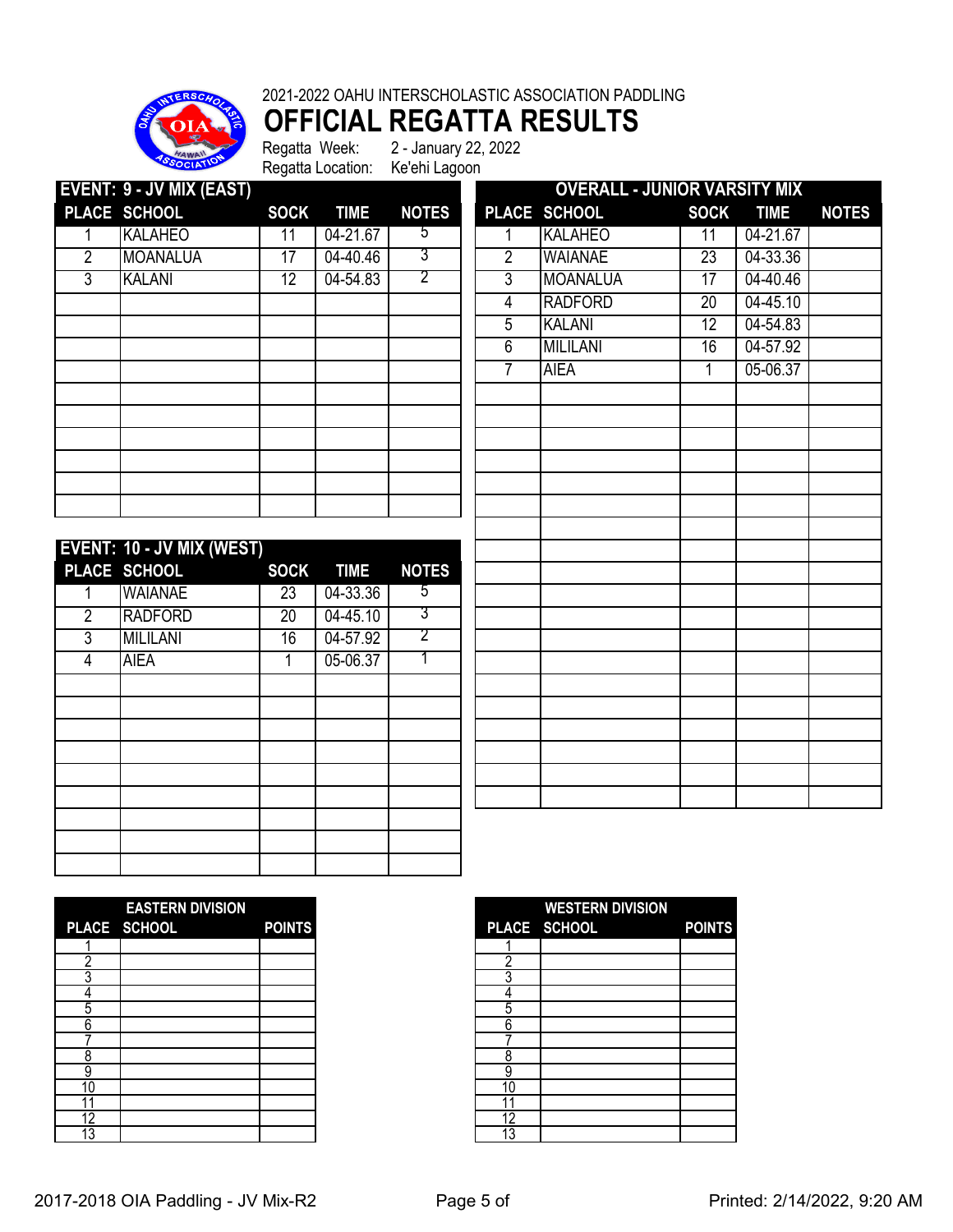2021-2022 OAHU INTERSCHOLASTIC ASSOCIATION PADDLING

# OFFICIAL REGATTA RESULTS

Regatta Week: 2 - January 22, 2022

Regatta Location: Ke'ehi Lagoon

## EVENT: 9 - JV MIX (EAST)

| PLACE | SCHOOL | SOCK | TIME | NOTES |
|---|---|---|---|---|
| 1 | KALAHEO | 11 | 04-21.67 | 5 |
| 2 | MOANALUA | 17 | 04-40.46 | 3 |
| 3 | KALANI | 12 | 04-54.83 | 2 |

## EVENT: 10 - JV MIX (WEST)

| PLACE | SCHOOL | SOCK | TIME | NOTES |
|---|---|---|---|---|
| 1 | WAIANAE | 23 | 04-33.36 | 5 |
| 2 | RADFORD | 20 | 04-45.10 | 3 |
| 3 | MILILANI | 16 | 04-57.92 | 2 |
| 4 | AIEA | 1 | 05-06.37 | 1 |

## OVERALL - JUNIOR VARSITY MIX

| PLACE | SCHOOL | SOCK | TIME | NOTES |
|---|---|---|---|---|
| 1 | KALAHEO | 11 | 04-21.67 | |
| 2 | WAIANAE | 23 | 04-33.36 | |
| 3 | MOANALUA | 17 | 04-40.46 | |
| 4 | RADFORD | 20 | 04-45.10 | |
| 5 | KALANI | 12 | 04-54.83 | |
| 6 | MILILANI | 16 | 04-57.92 | |
| 7 | AIEA | 1 | 05-06.37 | |

## EASTERN DIVISION

| PLACE | SCHOOL | POINTS |
|---|---|---|
| 1 | | |
| 2 | | |
| 3 | | |
| 4 | | |
| 5 | | |
| 6 | | |
| 7 | | |
| 8 | | |
| 9 | | |
| 10 | | |
| 11 | | |
| 12 | | |
| 13 | | |

## WESTERN DIVISION

| PLACE | SCHOOL | POINTS |
|---|---|---|
| 1 | | |
| 2 | | |
| 3 | | |
| 4 | | |
| 5 | | |
| 6 | | |
| 7 | | |
| 8 | | |
| 9 | | |
| 10 | | |
| 11 | | |
| 12 | | |
| 13 | | |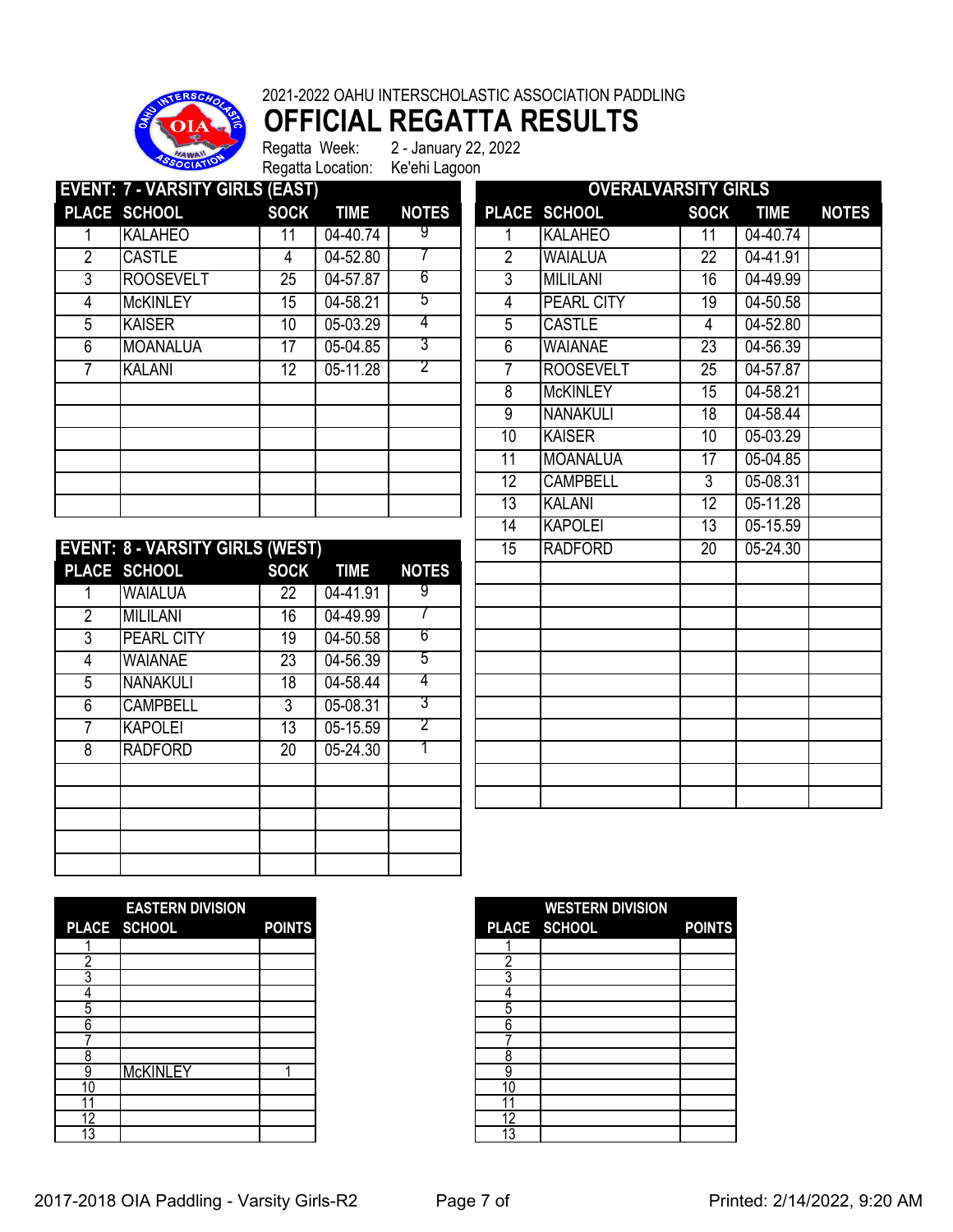2021-2022 OAHU INTERSCHOLASTIC ASSOCIATION PADDLING

# OFFICIAL REGATTA RESULTS

Regatta Week: 2 - January 22, 2022

Regatta Location: Ke'ehi Lagoon

## EVENT: 7 - VARSITY GIRLS (EAST)

| PLACE | SCHOOL | SOCK | TIME | NOTES |
|---|---|---|---|---|
| 1 | KALAHEO | 11 | 04-40.74 | 9 |
| 2 | CASTLE | 4 | 04-52.80 | 7 |
| 3 | ROOSEVELT | 25 | 04-57.87 | 6 |
| 4 | McKINLEY | 15 | 04-58.21 | 5 |
| 5 | KAISER | 10 | 05-03.29 | 4 |
| 6 | MOANALUA | 17 | 05-04.85 | 3 |
| 7 | KALANI | 12 | 05-11.28 | 2 |
| | | | | |
| | | | | |
| | | | | |
| | | | | |
| | | | | |
| | | | | |

## EVENT: 8 - VARSITY GIRLS (WEST)

| PLACE | SCHOOL | SOCK | TIME | NOTES |
|---|---|---|---|---|
| 1 | WAIALUA | 22 | 04-41.91 | 9 |
| 2 | MILILANI | 16 | 04-49.99 | 7 |
| 3 | PEARL CITY | 19 | 04-50.58 | 6 |
| 4 | WAIANAE | 23 | 04-56.39 | 5 |
| 5 | NANAKULI | 18 | 04-58.44 | 4 |
| 6 | CAMPBELL | 3 | 05-08.31 | 3 |
| 7 | KAPOLEI | 13 | 05-15.59 | 2 |
| 8 | RADFORD | 20 | 05-24.30 | 1 |
| | | | | |
| | | | | |
| | | | | |
| | | | | |
| | | | | |

## OVERALVARSITY GIRLS

| PLACE | SCHOOL | SOCK | TIME | NOTES |
|---|---|---|---|---|
| 1 | KALAHEO | 11 | 04-40.74 | |
| 2 | WAIALUA | 22 | 04-41.91 | |
| 3 | MILILANI | 16 | 04-49.99 | |
| 4 | PEARL CITY | 19 | 04-50.58 | |
| 5 | CASTLE | 4 | 04-52.80 | |
| 6 | WAIANAE | 23 | 04-56.39 | |
| 7 | ROOSEVELT | 25 | 04-57.87 | |
| 8 | McKINLEY | 15 | 04-58.21 | |
| 9 | NANAKULI | 18 | 04-58.44 | |
| 10 | KAISER | 10 | 05-03.29 | |
| 11 | MOANALUA | 17 | 05-04.85 | |
| 12 | CAMPBELL | 3 | 05-08.31 | |
| 13 | KALANI | 12 | 05-11.28 | |
| 14 | KAPOLEI | 13 | 05-15.59 | |
| 15 | RADFORD | 20 | 05-24.30 | |
| | | | | |
| | | | | |
| | | | | |
| | | | | |
| | | | | |
| | | | | |
| | | | | |
| | | | | |
| | | | | |
| | | | | |
| | | | | |

## EASTERN DIVISION

| PLACE | SCHOOL | POINTS |
|---|---|---|
| 1 | | |
| 2 | | |
| 3 | | |
| 4 | | |
| 5 | | |
| 6 | | |
| 7 | | |
| 8 | | |
| 9 | McKINLEY | 1 |
| 10 | | |
| 11 | | |
| 12 | | |
| 13 | | |

## WESTERN DIVISION

| PLACE | SCHOOL | POINTS |
|---|---|---|
| 1 | | |
| 2 | | |
| 3 | | |
| 4 | | |
| 5 | | |
| 6 | | |
| 7 | | |
| 8 | | |
| 9 | | |
| 10 | | |
| 11 | | |
| 12 | | |
| 13 | | |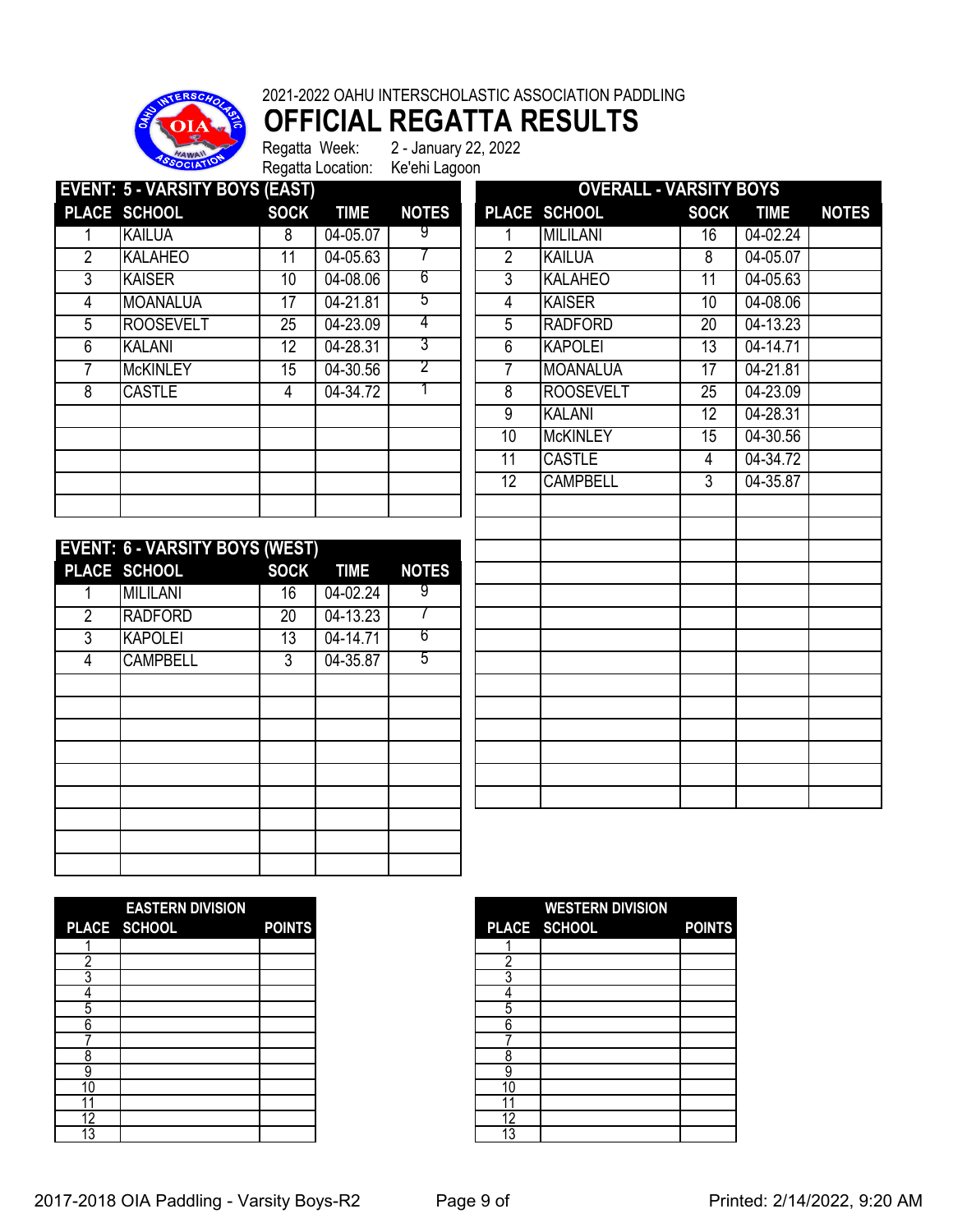2021-2022 OAHU INTERSCHOLASTIC ASSOCIATION PADDLING

# OFFICIAL REGATTA RESULTS

Regatta Week: 2 - January 22, 2022
Regatta Location: Ke'ehi Lagoon

## EVENT: 5 - VARSITY BOYS (EAST)

| PLACE | SCHOOL | SOCK | TIME | NOTES |
|---|---|---|---|---|
| 1 | KAILUA | 8 | 04-05.07 | 9 |
| 2 | KALAHEO | 11 | 04-05.63 | 7 |
| 3 | KAISER | 10 | 04-08.06 | 6 |
| 4 | MOANALUA | 17 | 04-21.81 | 5 |
| 5 | ROOSEVELT | 25 | 04-23.09 | 4 |
| 6 | KALANI | 12 | 04-28.31 | 3 |
| 7 | McKINLEY | 15 | 04-30.56 | 2 |
| 8 | CASTLE | 4 | 04-34.72 | 1 |

## EVENT: 6 - VARSITY BOYS (WEST)

| PLACE | SCHOOL | SOCK | TIME | NOTES |
|---|---|---|---|---|
| 1 | MILILANI | 16 | 04-02.24 | 9 |
| 2 | RADFORD | 20 | 04-13.23 | 7 |
| 3 | KAPOLEI | 13 | 04-14.71 | 6 |
| 4 | CAMPBELL | 3 | 04-35.87 | 5 |

## OVERALL - VARSITY BOYS

| PLACE | SCHOOL | SOCK | TIME | NOTES |
|---|---|---|---|---|
| 1 | MILILANI | 16 | 04-02.24 | |
| 2 | KAILUA | 8 | 04-05.07 | |
| 3 | KALAHEO | 11 | 04-05.63 | |
| 4 | KAISER | 10 | 04-08.06 | |
| 5 | RADFORD | 20 | 04-13.23 | |
| 6 | KAPOLEI | 13 | 04-14.71 | |
| 7 | MOANALUA | 17 | 04-21.81 | |
| 8 | ROOSEVELT | 25 | 04-23.09 | |
| 9 | KALANI | 12 | 04-28.31 | |
| 10 | McKINLEY | 15 | 04-30.56 | |
| 11 | CASTLE | 4 | 04-34.72 | |
| 12 | CAMPBELL | 3 | 04-35.87 | |

## EASTERN DIVISION

| PLACE | SCHOOL | POINTS |
|---|---|---|
| 1 | | |
| 2 | | |
| 3 | | |
| 4 | | |
| 5 | | |
| 6 | | |
| 7 | | |
| 8 | | |
| 9 | | |
| 10 | | |
| 11 | | |
| 12 | | |
| 13 | | |

## WESTERN DIVISION

| PLACE | SCHOOL | POINTS |
|---|---|---|
| 1 | | |
| 2 | | |
| 3 | | |
| 4 | | |
| 5 | | |
| 6 | | |
| 7 | | |
| 8 | | |
| 9 | | |
| 10 | | |
| 11 | | |
| 12 | | |
| 13 | | |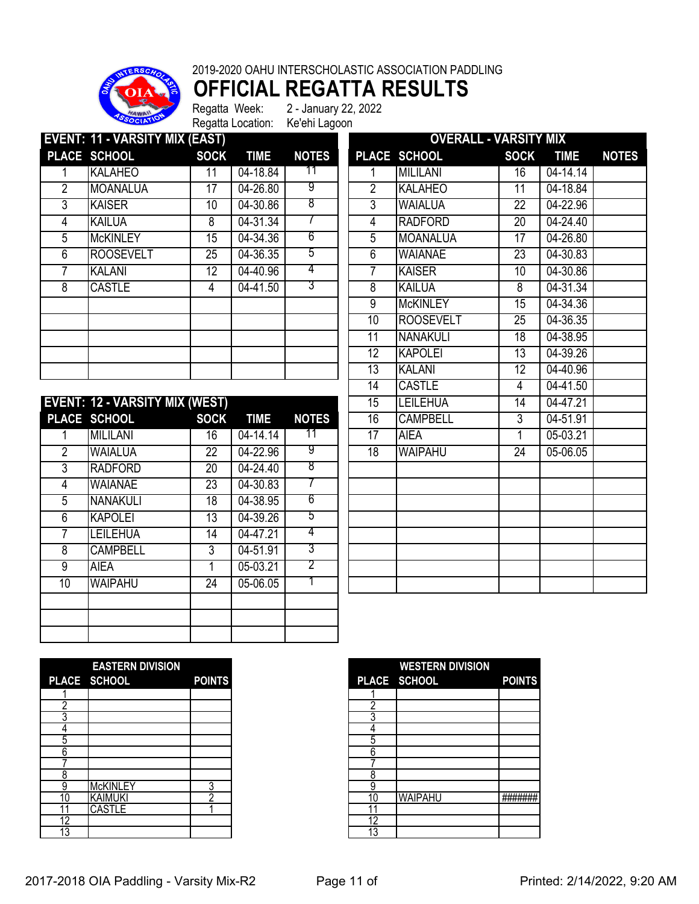2019-2020 OAHU INTERSCHOLASTIC ASSOCIATION PADDLING

# OFFICIAL REGATTA RESULTS

Regatta Week: 2 - January 22, 2022

Regatta Location: Ke'ehi Lagoon

## EVENT: 11 - VARSITY MIX (EAST)

| PLACE | SCHOOL | SOCK | TIME | NOTES |
|---|---|---|---|---|
| 1 | KALAHEO | 11 | 04-18.84 | 11 |
| 2 | MOANALUA | 17 | 04-26.80 | 9 |
| 3 | KAISER | 10 | 04-30.86 | 8 |
| 4 | KAILUA | 8 | 04-31.34 | 7 |
| 5 | McKINLEY | 15 | 04-34.36 | 6 |
| 6 | ROOSEVELT | 25 | 04-36.35 | 5 |
| 7 | KALANI | 12 | 04-40.96 | 4 |
| 8 | CASTLE | 4 | 04-41.50 | 3 |

## EVENT: 12 - VARSITY MIX (WEST)

| PLACE | SCHOOL | SOCK | TIME | NOTES |
|---|---|---|---|---|
| 1 | MILILANI | 16 | 04-14.14 | 11 |
| 2 | WAIALUA | 22 | 04-22.96 | 9 |
| 3 | RADFORD | 20 | 04-24.40 | 8 |
| 4 | WAIANAE | 23 | 04-30.83 | 7 |
| 5 | NANAKULI | 18 | 04-38.95 | 6 |
| 6 | KAPOLEI | 13 | 04-39.26 | 5 |
| 7 | LEILEHUA | 14 | 04-47.21 | 4 |
| 8 | CAMPBELL | 3 | 04-51.91 | 3 |
| 9 | AIEA | 1 | 05-03.21 | 2 |
| 10 | WAIPAHU | 24 | 05-06.05 | 1 |

## OVERALL - VARSITY MIX

| PLACE | SCHOOL | SOCK | TIME | NOTES |
|---|---|---|---|---|
| 1 | MILILANI | 16 | 04-14.14 | |
| 2 | KALAHEO | 11 | 04-18.84 | |
| 3 | WAIALUA | 22 | 04-22.96 | |
| 4 | RADFORD | 20 | 04-24.40 | |
| 5 | MOANALUA | 17 | 04-26.80 | |
| 6 | WAIANAE | 23 | 04-30.83 | |
| 7 | KAISER | 10 | 04-30.86 | |
| 8 | KAILUA | 8 | 04-31.34 | |
| 9 | McKINLEY | 15 | 04-34.36 | |
| 10 | ROOSEVELT | 25 | 04-36.35 | |
| 11 | NANAKULI | 18 | 04-38.95 | |
| 12 | KAPOLEI | 13 | 04-39.26 | |
| 13 | KALANI | 12 | 04-40.96 | |
| 14 | CASTLE | 4 | 04-41.50 | |
| 15 | LEILEHUA | 14 | 04-47.21 | |
| 16 | CAMPBELL | 3 | 04-51.91 | |
| 17 | AIEA | 1 | 05-03.21 | |
| 18 | WAIPAHU | 24 | 05-06.05 | |

## EASTERN DIVISION

| PLACE | SCHOOL | POINTS |
|---|---|---|
| 1 | | |
| 2 | | |
| 3 | | |
| 4 | | |
| 5 | | |
| 6 | | |
| 7 | | |
| 8 | | |
| 9 | McKINLEY | 3 |
| 10 | KAIMUKI | 2 |
| 11 | CASTLE | 1 |
| 12 | | |
| 13 | | |

## WESTERN DIVISION

| PLACE | SCHOOL | POINTS |
|---|---|---|
| 1 | | |
| 2 | | |
| 3 | | |
| 4 | | |
| 5 | | |
| 6 | | |
| 7 | | |
| 8 | | |
| 9 | | |
| 10 | WAIPAHU | ####### |
| 11 | | |
| 12 | | |
| 13 | | |